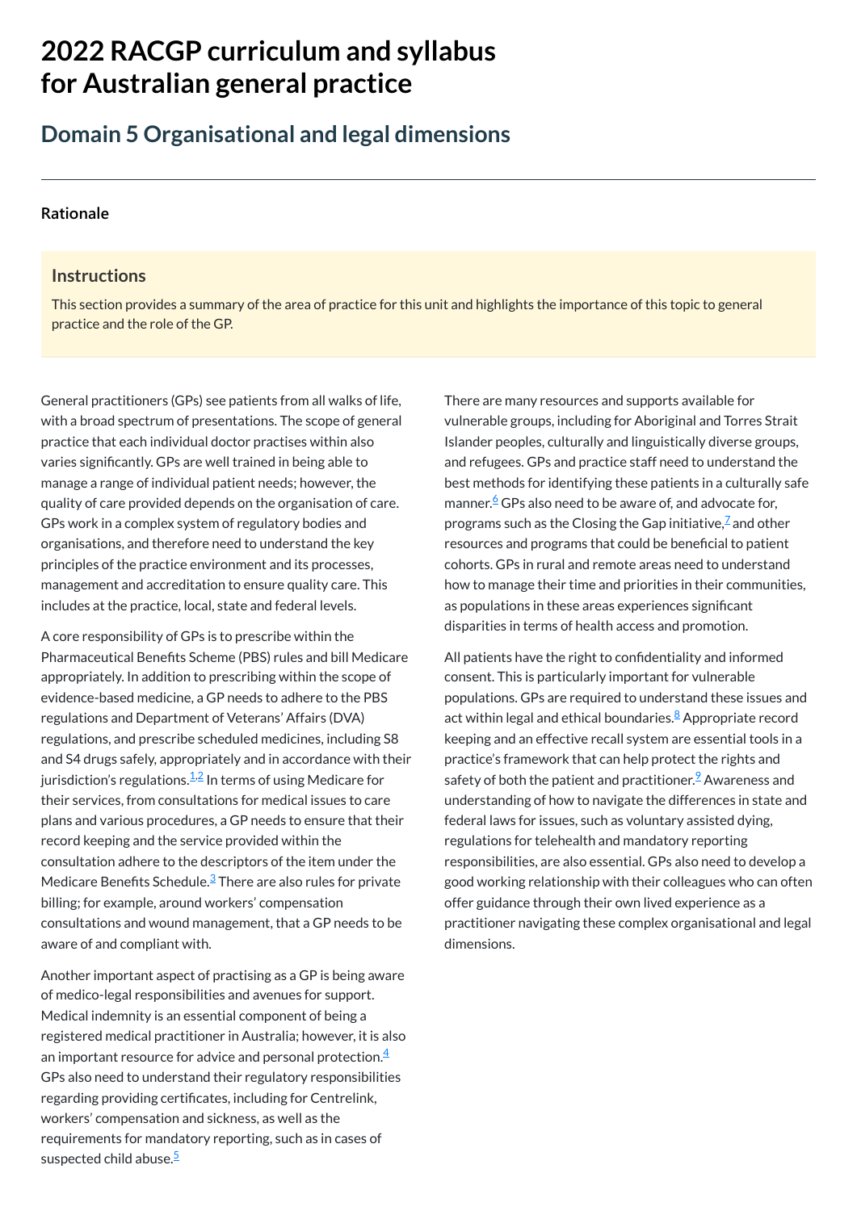# 2022 RACGP curriculum and syllabus for Australian general practice

## Domain 5 Organisational and legal dimensions

### Rationale

#### Instructions

This section provides a summary of the area of practice for this unit and highlights the importance of this topic to general practice and the role of the GP.

General practitioners (GPs) see patients from all walks of life, with a broad spectrum of presentations. The scope of general practice that each individual doctor practises within also varies significantly. GPs are well trained in being able to manage a range of individual patient needs; however, the quality of care provided depends on the organisation of care. GPs work in a complex system of regulatory bodies and organisations, and therefore need to understand the key principles of the practice environment and its processes, management and accreditation to ensure quality care. This includes at the practice, local, state and federal levels.

A core responsibility of GPs is to prescribe within the Pharmaceutical Benefits Scheme (PBS) rules and bill Medicare appropriately. In addition to prescribing within the scope of evidence-based medicine, a GP needs to adhere to the PBS regulations and Department of Veterans' Affairs (DVA) regulations, and prescribe scheduled medicines, including S8 and S4 drugs safely, appropriately and in accordance with their jurisdiction's regulations.[1,2] In terms of using Medicare for their services, from consultations for medical issues to care plans and various procedures, a GP needs to ensure that their record keeping and the service provided within the consultation adhere to the descriptors of the item under the Medicare Benefits Schedule.[3] There are also rules for private billing; for example, around workers' compensation consultations and wound management, that a GP needs to be aware of and compliant with.

Another important aspect of practising as a GP is being aware of medico-legal responsibilities and avenues for support. Medical indemnity is an essential component of being a registered medical practitioner in Australia; however, it is also an important resource for advice and personal protection.[4] GPs also need to understand their regulatory responsibilities regarding providing certificates, including for Centrelink, workers' compensation and sickness, as well as the requirements for mandatory reporting, such as in cases of suspected child abuse.[5]

There are many resources and supports available for vulnerable groups, including for Aboriginal and Torres Strait Islander peoples, culturally and linguistically diverse groups, and refugees. GPs and practice staff need to understand the best methods for identifying these patients in a culturally safe manner.[6] GPs also need to be aware of, and advocate for, programs such as the Closing the Gap initiative,[7] and other resources and programs that could be beneficial to patient cohorts. GPs in rural and remote areas need to understand how to manage their time and priorities in their communities, as populations in these areas experiences significant disparities in terms of health access and promotion.

All patients have the right to confidentiality and informed consent. This is particularly important for vulnerable populations. GPs are required to understand these issues and act within legal and ethical boundaries.[8] Appropriate record keeping and an effective recall system are essential tools in a practice's framework that can help protect the rights and safety of both the patient and practitioner.[9] Awareness and understanding of how to navigate the differences in state and federal laws for issues, such as voluntary assisted dying, regulations for telehealth and mandatory reporting responsibilities, are also essential. GPs also need to develop a good working relationship with their colleagues who can often offer guidance through their own lived experience as a practitioner navigating these complex organisational and legal dimensions.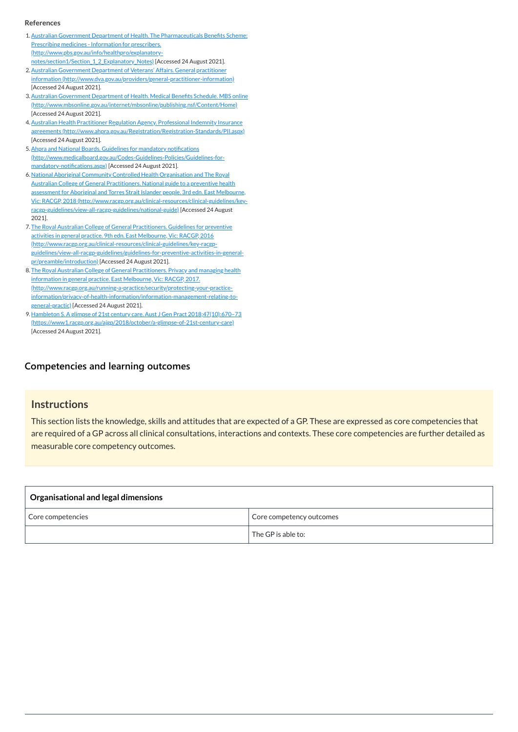**References**

1. Australian Government Department of Health. The Pharmaceuticals Benefits Scheme: Prescribing medicines - Information for prescribers. (http://www.pbs.gov.au/info/healthpro/explanatory-notes/section1/Section_1_2_Explanatory_Notes) [Accessed 24 August 2021].
2. Australian Government Department of Veterans' Affairs. General practitioner information (http://www.dva.gov.au/providers/general-practitioner-information) [Accessed 24 August 2021].
3. Australian Government Department of Health. Medical Benefits Schedule. MBS online (http://www.mbsonline.gov.au/internet/mbsonline/publishing.nsf/Content/Home) [Accessed 24 August 2021].
4. Australian Health Practitioner Regulation Agency. Professional Indemnity Insurance agreements (http://www.ahpra.gov.au/Registration/Registration-Standards/PII.aspx) [Accessed 24 August 2021].
5. Ahpra and National Boards. Guidelines for mandatory notifications (http://www.medicalboard.gov.au/Codes-Guidelines-Policies/Guidelines-for-mandatory-notifications.aspx) [Accessed 24 August 2021].
6. National Aboriginal Community Controlled Health Organisation and The Royal Australian College of General Practitioners. National guide to a preventive health assessment for Aboriginal and Torres Strait Islander people. 3rd edn. East Melbourne, Vic: RACGP, 2018 (http://www.racgp.org.au/clinical-resources/clinical-guidelines/key-racgp-guidelines/view-all-racgp-guidelines/national-guide) [Accessed 24 August 2021].
7. The Royal Australian College of General Practitioners. Guidelines for preventive activities in general practice. 9th edn. East Melbourne, Vic: RACGP, 2016 (http://www.racgp.org.au/clinical-resources/clinical-guidelines/key-racgp-guidelines/view-all-racgp-guidelines/guidelines-for-preventive-activities-in-general-pr/preamble/introduction) [Accessed 24 August 2021].
8. The Royal Australian College of General Practitioners. Privacy and managing health information in general practice. East Melbourne, Vic: RACGP, 2017. (http://www.racgp.org.au/running-a-practice/security/protecting-your-practice-information/privacy-of-health-information/information-management-relating-to-general-practic) [Accessed 24 August 2021].
9. Hambleton S. A glimpse of 21st century care. Aust J Gen Pract 2018;47(10):670–73 (https://www1.racgp.org.au/ajgp/2018/october/a-glimpse-of-21st-century-care) [Accessed 24 August 2021].

## Competencies and learning outcomes

### Instructions

This section lists the knowledge, skills and attitudes that are expected of a GP. These are expressed as core competencies that are required of a GP across all clinical consultations, interactions and contexts. These core competencies are further detailed as measurable core competency outcomes.

| **Organisational and legal dimensions** | |
| --- | --- |
| Core competencies | Core competency outcomes |
| | The GP is able to: |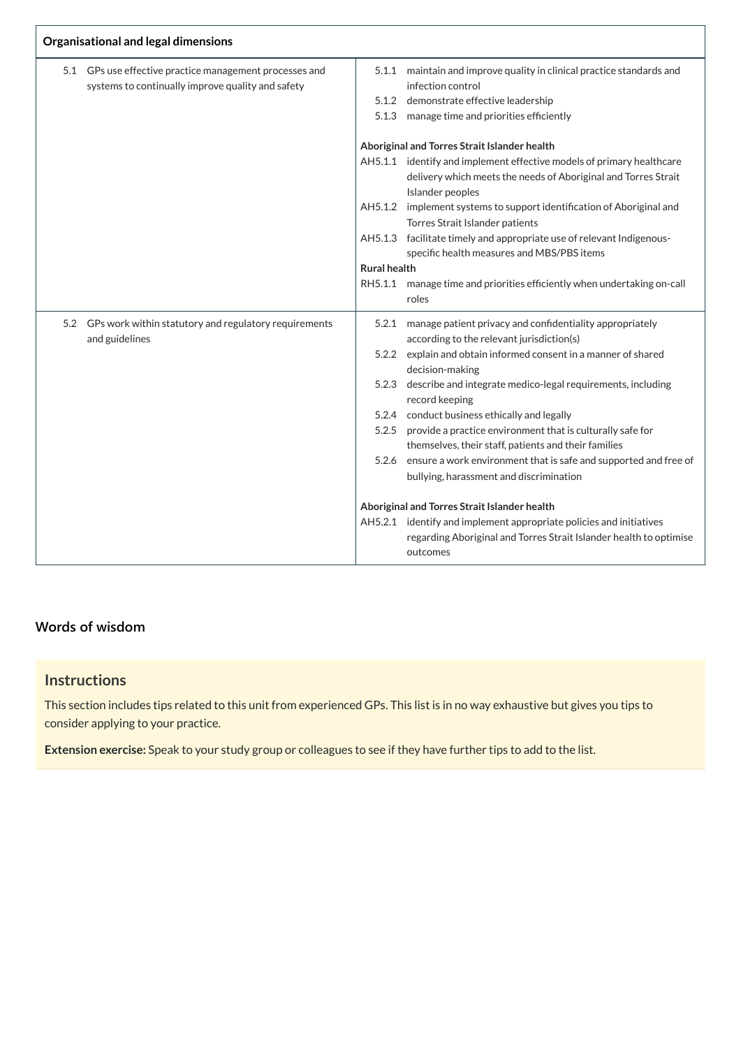| Organisational and legal dimensions | |
|---|---|
| 5.1 GPs use effective practice management processes and systems to continually improve quality and safety | 5.1.1 maintain and improve quality in clinical practice standards and infection control<br>5.1.2 demonstrate effective leadership<br>5.1.3 manage time and priorities efficiently<br><br>**Aboriginal and Torres Strait Islander health**<br>AH5.1.1 identify and implement effective models of primary healthcare delivery which meets the needs of Aboriginal and Torres Strait Islander peoples<br>AH5.1.2 implement systems to support identification of Aboriginal and Torres Strait Islander patients<br>AH5.1.3 facilitate timely and appropriate use of relevant Indigenous-specific health measures and MBS/PBS items<br>**Rural health**<br>RH5.1.1 manage time and priorities efficiently when undertaking on-call roles |
| 5.2 GPs work within statutory and regulatory requirements and guidelines | 5.2.1 manage patient privacy and confidentiality appropriately according to the relevant jurisdiction(s)<br>5.2.2 explain and obtain informed consent in a manner of shared decision-making<br>5.2.3 describe and integrate medico-legal requirements, including record keeping<br>5.2.4 conduct business ethically and legally<br>5.2.5 provide a practice environment that is culturally safe for themselves, their staff, patients and their families<br>5.2.6 ensure a work environment that is safe and supported and free of bullying, harassment and discrimination<br><br>**Aboriginal and Torres Strait Islander health**<br>AH5.2.1 identify and implement appropriate policies and initiatives regarding Aboriginal and Torres Strait Islander health to optimise outcomes |

## Words of wisdom

### Instructions

This section includes tips related to this unit from experienced GPs. This list is in no way exhaustive but gives you tips to consider applying to your practice.

**Extension exercise:** Speak to your study group or colleagues to see if they have further tips to add to the list.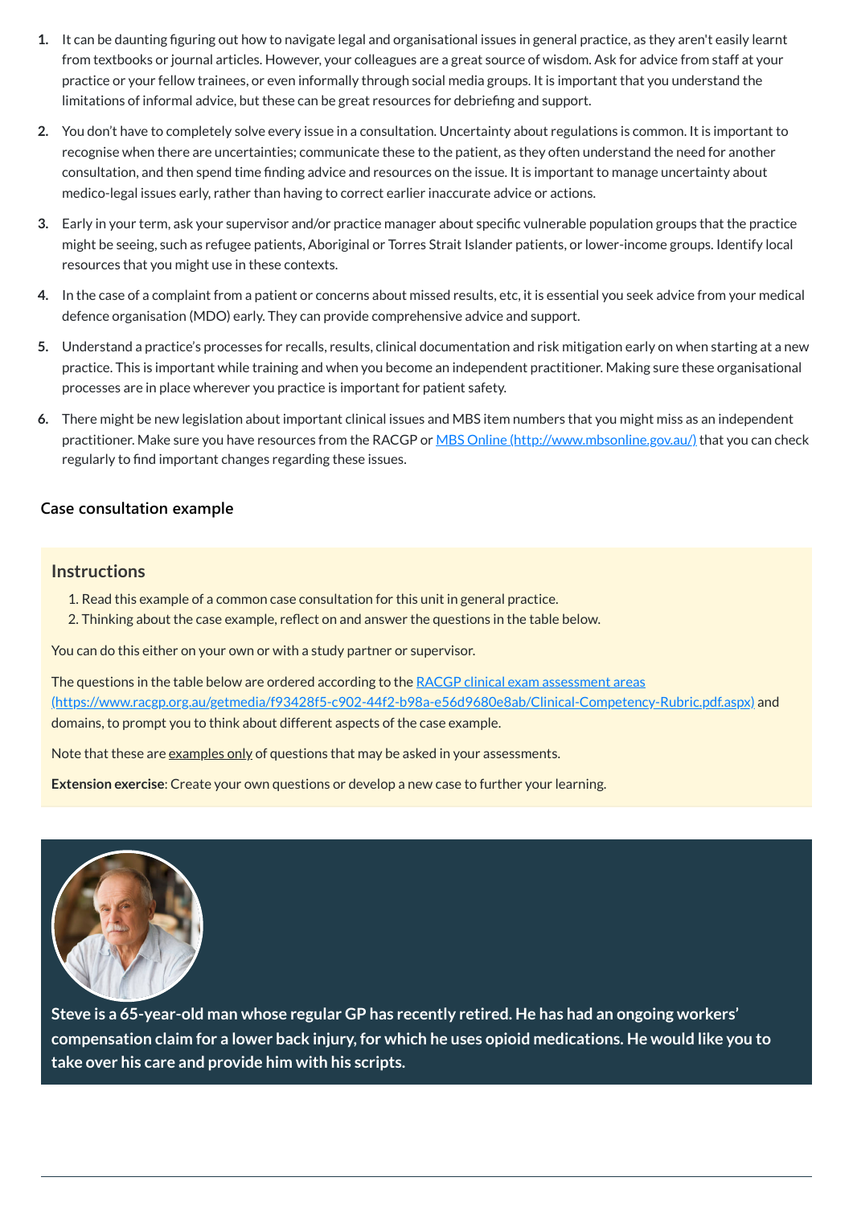1. It can be daunting figuring out how to navigate legal and organisational issues in general practice, as they aren't easily learnt from textbooks or journal articles. However, your colleagues are a great source of wisdom. Ask for advice from staff at your practice or your fellow trainees, or even informally through social media groups. It is important that you understand the limitations of informal advice, but these can be great resources for debriefing and support.
2. You don't have to completely solve every issue in a consultation. Uncertainty about regulations is common. It is important to recognise when there are uncertainties; communicate these to the patient, as they often understand the need for another consultation, and then spend time finding advice and resources on the issue. It is important to manage uncertainty about medico-legal issues early, rather than having to correct earlier inaccurate advice or actions.
3. Early in your term, ask your supervisor and/or practice manager about specific vulnerable population groups that the practice might be seeing, such as refugee patients, Aboriginal or Torres Strait Islander patients, or lower-income groups. Identify local resources that you might use in these contexts.
4. In the case of a complaint from a patient or concerns about missed results, etc, it is essential you seek advice from your medical defence organisation (MDO) early. They can provide comprehensive advice and support.
5. Understand a practice's processes for recalls, results, clinical documentation and risk mitigation early on when starting at a new practice. This is important while training and when you become an independent practitioner. Making sure these organisational processes are in place wherever you practice is important for patient safety.
6. There might be new legislation about important clinical issues and MBS item numbers that you might miss as an independent practitioner. Make sure you have resources from the RACGP or [MBS Online (http://www.mbsonline.gov.au/)](http://www.mbsonline.gov.au/) that you can check regularly to find important changes regarding these issues.

## Case consultation example

### Instructions

1. Read this example of a common case consultation for this unit in general practice.
2. Thinking about the case example, reflect on and answer the questions in the table below.

You can do this either on your own or with a study partner or supervisor.

The questions in the table below are ordered according to the [RACGP clinical exam assessment areas (https://www.racgp.org.au/getmedia/f93428f5-c902-44f2-b98a-e56d9680e8ab/Clinical-Competency-Rubric.pdf.aspx)](https://www.racgp.org.au/getmedia/f93428f5-c902-44f2-b98a-e56d9680e8ab/Clinical-Competency-Rubric.pdf.aspx) and domains, to prompt you to think about different aspects of the case example.

Note that these are examples only of questions that may be asked in your assessments.

**Extension exercise**: Create your own questions or develop a new case to further your learning.

**Steve is a 65-year-old man whose regular GP has recently retired. He has had an ongoing workers' compensation claim for a lower back injury, for which he uses opioid medications. He would like you to take over his care and provide him with his scripts.**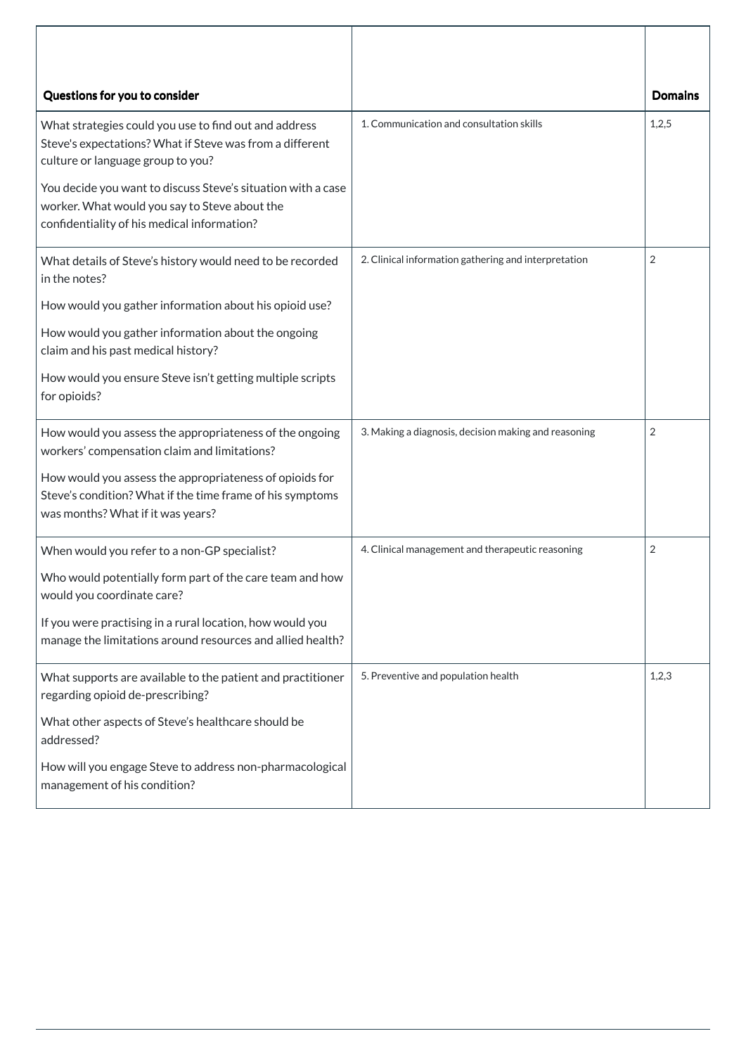| Questions for you to consider | | Domains |
|---|---|---|
| What strategies could you use to find out and address Steve's expectations? What if Steve was from a different culture or language group to you?<br><br>You decide you want to discuss Steve's situation with a case worker. What would you say to Steve about the confidentiality of his medical information? | 1. Communication and consultation skills | 1,2,5 |
| What details of Steve's history would need to be recorded in the notes?<br><br>How would you gather information about his opioid use?<br><br>How would you gather information about the ongoing claim and his past medical history?<br><br>How would you ensure Steve isn't getting multiple scripts for opioids? | 2. Clinical information gathering and interpretation | 2 |
| How would you assess the appropriateness of the ongoing workers' compensation claim and limitations?<br><br>How would you assess the appropriateness of opioids for Steve's condition? What if the time frame of his symptoms was months? What if it was years? | 3. Making a diagnosis, decision making and reasoning | 2 |
| When would you refer to a non-GP specialist?<br><br>Who would potentially form part of the care team and how would you coordinate care?<br><br>If you were practising in a rural location, how would you manage the limitations around resources and allied health? | 4. Clinical management and therapeutic reasoning | 2 |
| What supports are available to the patient and practitioner regarding opioid de-prescribing?<br><br>What other aspects of Steve's healthcare should be addressed?<br><br>How will you engage Steve to address non-pharmacological management of his condition? | 5. Preventive and population health | 1,2,3 |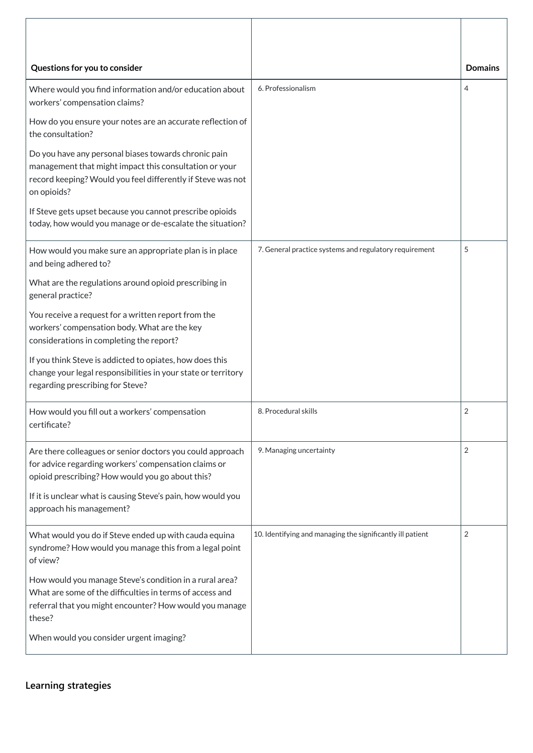| Questions for you to consider | | Domains |
|---|---|---|
| Where would you find information and/or education about workers' compensation claims?<br><br>How do you ensure your notes are an accurate reflection of the consultation?<br><br>Do you have any personal biases towards chronic pain management that might impact this consultation or your record keeping? Would you feel differently if Steve was not on opioids?<br><br>If Steve gets upset because you cannot prescribe opioids today, how would you manage or de-escalate the situation? | 6. Professionalism | 4 |
| How would you make sure an appropriate plan is in place and being adhered to?<br><br>What are the regulations around opioid prescribing in general practice?<br><br>You receive a request for a written report from the workers' compensation body. What are the key considerations in completing the report?<br><br>If you think Steve is addicted to opiates, how does this change your legal responsibilities in your state or territory regarding prescribing for Steve? | 7. General practice systems and regulatory requirement | 5 |
| How would you fill out a workers' compensation certificate? | 8. Procedural skills | 2 |
| Are there colleagues or senior doctors you could approach for advice regarding workers' compensation claims or opioid prescribing? How would you go about this?<br><br>If it is unclear what is causing Steve's pain, how would you approach his management? | 9. Managing uncertainty | 2 |
| What would you do if Steve ended up with cauda equina syndrome? How would you manage this from a legal point of view?<br><br>How would you manage Steve's condition in a rural area? What are some of the difficulties in terms of access and referral that you might encounter? How would you manage these?<br><br>When would you consider urgent imaging? | 10. Identifying and managing the significantly ill patient | 2 |

## Learning strategies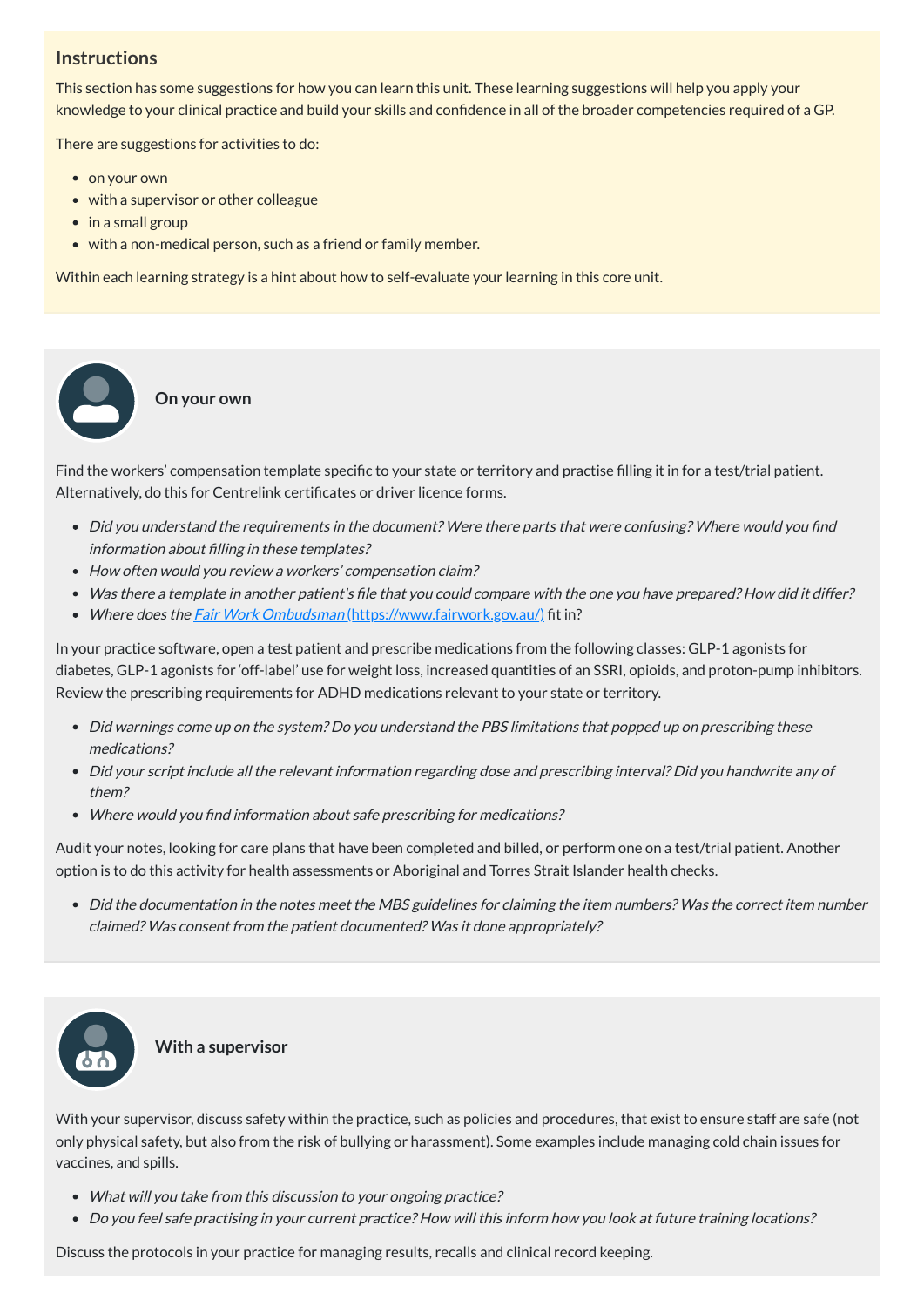## Instructions

This section has some suggestions for how you can learn this unit. These learning suggestions will help you apply your knowledge to your clinical practice and build your skills and confidence in all of the broader competencies required of a GP.

There are suggestions for activities to do:

- on your own
- with a supervisor or other colleague
- in a small group
- with a non-medical person, such as a friend or family member.

Within each learning strategy is a hint about how to self-evaluate your learning in this core unit.

### On your own

Find the workers' compensation template specific to your state or territory and practise filling it in for a test/trial patient. Alternatively, do this for Centrelink certificates or driver licence forms.

- *Did you understand the requirements in the document? Were there parts that were confusing? Where would you find information about filling in these templates?*
- *How often would you review a workers' compensation claim?*
- *Was there a template in another patient's file that you could compare with the one you have prepared? How did it differ?*
- *Where does the [Fair Work Ombudsman](https://www.fairwork.gov.au/) (https://www.fairwork.gov.au/) fit in?*

In your practice software, open a test patient and prescribe medications from the following classes: GLP-1 agonists for diabetes, GLP-1 agonists for 'off-label' use for weight loss, increased quantities of an SSRI, opioids, and proton-pump inhibitors. Review the prescribing requirements for ADHD medications relevant to your state or territory.

- *Did warnings come up on the system? Do you understand the PBS limitations that popped up on prescribing these medications?*
- *Did your script include all the relevant information regarding dose and prescribing interval? Did you handwrite any of them?*
- *Where would you find information about safe prescribing for medications?*

Audit your notes, looking for care plans that have been completed and billed, or perform one on a test/trial patient. Another option is to do this activity for health assessments or Aboriginal and Torres Strait Islander health checks.

- *Did the documentation in the notes meet the MBS guidelines for claiming the item numbers? Was the correct item number claimed? Was consent from the patient documented? Was it done appropriately?*

### With a supervisor

With your supervisor, discuss safety within the practice, such as policies and procedures, that exist to ensure staff are safe (not only physical safety, but also from the risk of bullying or harassment). Some examples include managing cold chain issues for vaccines, and spills.

- *What will you take from this discussion to your ongoing practice?*
- *Do you feel safe practising in your current practice? How will this inform how you look at future training locations?*

Discuss the protocols in your practice for managing results, recalls and clinical record keeping.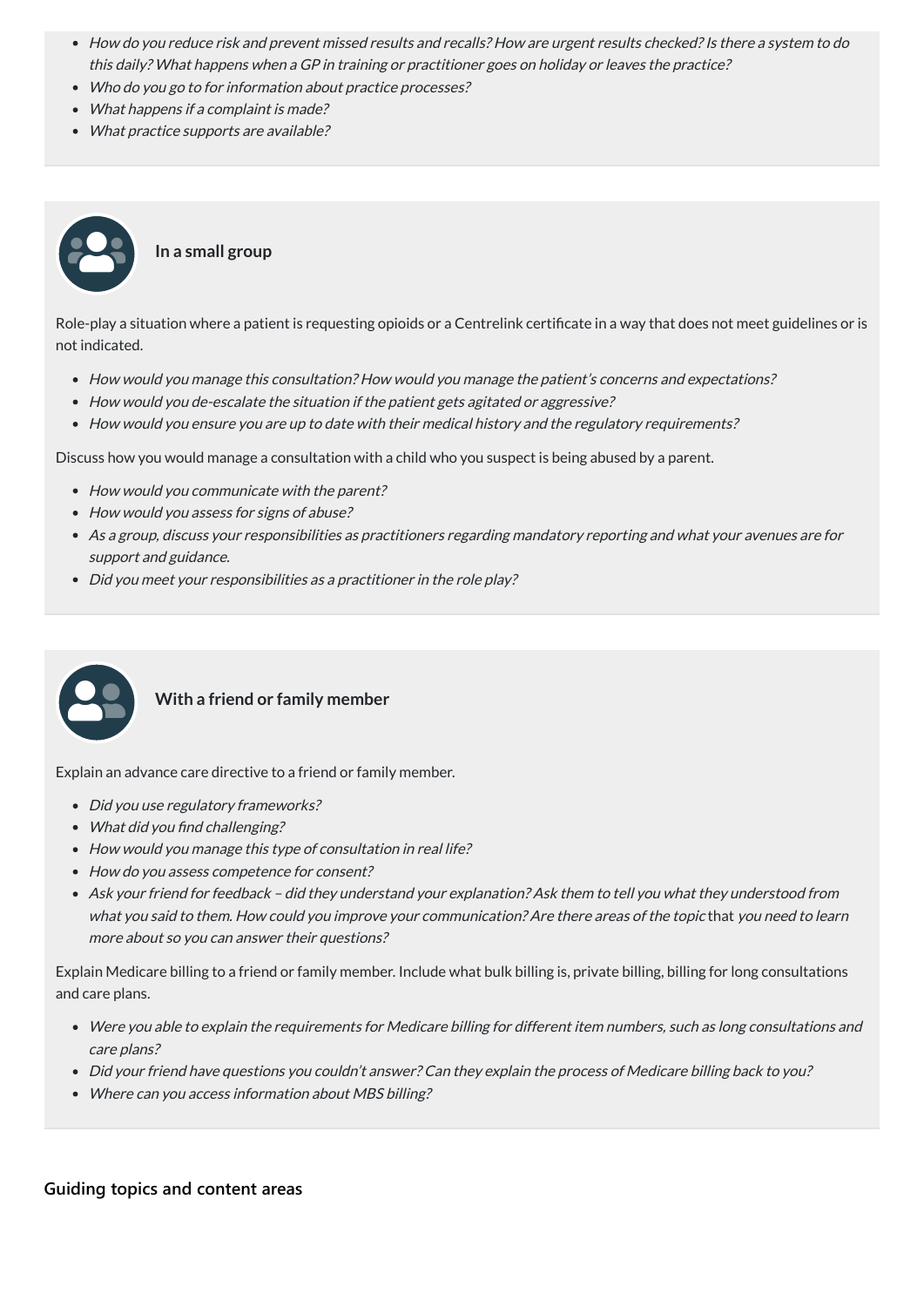- *How do you reduce risk and prevent missed results and recalls? How are urgent results checked? Is there a system to do this daily? What happens when a GP in training or practitioner goes on holiday or leaves the practice?*
- *Who do you go to for information about practice processes?*
- *What happens if a complaint is made?*
- *What practice supports are available?*

**In a small group**

Role-play a situation where a patient is requesting opioids or a Centrelink certificate in a way that does not meet guidelines or is not indicated.

- *How would you manage this consultation? How would you manage the patient's concerns and expectations?*
- *How would you de-escalate the situation if the patient gets agitated or aggressive?*
- *How would you ensure you are up to date with their medical history and the regulatory requirements?*

Discuss how you would manage a consultation with a child who you suspect is being abused by a parent.

- *How would you communicate with the parent?*
- *How would you assess for signs of abuse?*
- *As a group, discuss your responsibilities as practitioners regarding mandatory reporting and what your avenues are for support and guidance.*
- *Did you meet your responsibilities as a practitioner in the role play?*

**With a friend or family member**

Explain an advance care directive to a friend or family member.

- *Did you use regulatory frameworks?*
- *What did you find challenging?*
- *How would you manage this type of consultation in real life?*
- *How do you assess competence for consent?*
- *Ask your friend for feedback – did they understand your explanation? Ask them to tell you what they understood from what you said to them. How could you improve your communication? Are there areas of the topic* that *you need to learn more about so you can answer their questions?*

Explain Medicare billing to a friend or family member. Include what bulk billing is, private billing, billing for long consultations and care plans.

- *Were you able to explain the requirements for Medicare billing for different item numbers, such as long consultations and care plans?*
- *Did your friend have questions you couldn't answer? Can they explain the process of Medicare billing back to you?*
- *Where can you access information about MBS billing?*

### Guiding topics and content areas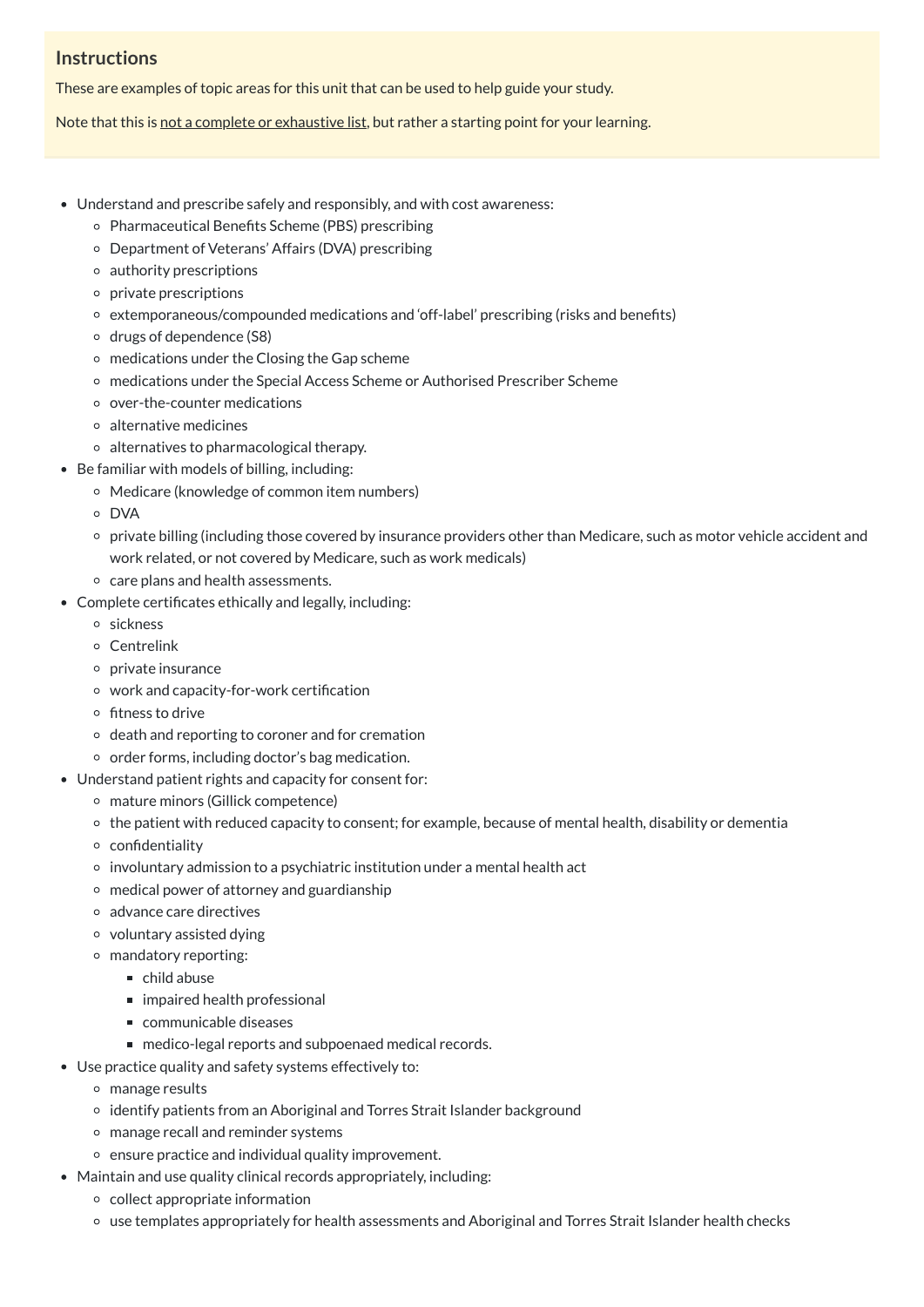### Instructions

These are examples of topic areas for this unit that can be used to help guide your study.

Note that this is <u>not a complete or exhaustive list</u>, but rather a starting point for your learning.

- Understand and prescribe safely and responsibly, and with cost awareness:
  - Pharmaceutical Benefits Scheme (PBS) prescribing
  - Department of Veterans' Affairs (DVA) prescribing
  - authority prescriptions
  - private prescriptions
  - extemporaneous/compounded medications and 'off-label' prescribing (risks and benefits)
  - drugs of dependence (S8)
  - medications under the Closing the Gap scheme
  - medications under the Special Access Scheme or Authorised Prescriber Scheme
  - over-the-counter medications
  - alternative medicines
  - alternatives to pharmacological therapy.
- Be familiar with models of billing, including:
  - Medicare (knowledge of common item numbers)
  - DVA
  - private billing (including those covered by insurance providers other than Medicare, such as motor vehicle accident and work related, or not covered by Medicare, such as work medicals)
  - care plans and health assessments.
- Complete certificates ethically and legally, including:
  - sickness
  - Centrelink
  - private insurance
  - work and capacity-for-work certification
  - fitness to drive
  - death and reporting to coroner and for cremation
  - order forms, including doctor's bag medication.
- Understand patient rights and capacity for consent for:
  - mature minors (Gillick competence)
  - the patient with reduced capacity to consent; for example, because of mental health, disability or dementia
  - confidentiality
  - involuntary admission to a psychiatric institution under a mental health act
  - medical power of attorney and guardianship
  - advance care directives
  - voluntary assisted dying
  - mandatory reporting:
    - child abuse
    - impaired health professional
    - communicable diseases
    - medico-legal reports and subpoenaed medical records.
- Use practice quality and safety systems effectively to:
  - manage results
  - identify patients from an Aboriginal and Torres Strait Islander background
  - manage recall and reminder systems
  - ensure practice and individual quality improvement.
- Maintain and use quality clinical records appropriately, including:
  - collect appropriate information
  - use templates appropriately for health assessments and Aboriginal and Torres Strait Islander health checks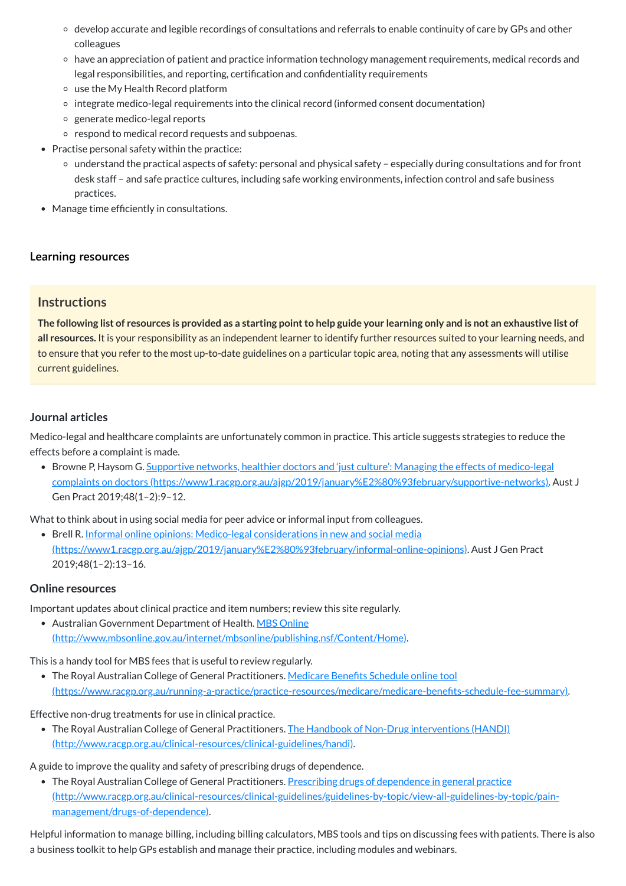- develop accurate and legible recordings of consultations and referrals to enable continuity of care by GPs and other colleagues
    - have an appreciation of patient and practice information technology management requirements, medical records and legal responsibilities, and reporting, certification and confidentiality requirements
    - use the My Health Record platform
    - integrate medico-legal requirements into the clinical record (informed consent documentation)
    - generate medico-legal reports
    - respond to medical record requests and subpoenas.
- Practise personal safety within the practice:
    - understand the practical aspects of safety: personal and physical safety – especially during consultations and for front desk staff – and safe practice cultures, including safe working environments, infection control and safe business practices.
- Manage time efficiently in consultations.

### Learning resources

> **Instructions**
>
> **The following list of resources is provided as a starting point to help guide your learning only and is not an exhaustive list of all resources.** It is your responsibility as an independent learner to identify further resources suited to your learning needs, and to ensure that you refer to the most up-to-date guidelines on a particular topic area, noting that any assessments will utilise current guidelines.

#### Journal articles

Medico-legal and healthcare complaints are unfortunately common in practice. This article suggests strategies to reduce the effects before a complaint is made.

- Browne P, Haysom G. [Supportive networks, healthier doctors and 'just culture': Managing the effects of medico-legal complaints on doctors (https://www1.racgp.org.au/ajgp/2019/january%E2%80%93february/supportive-networks)](https://www1.racgp.org.au/ajgp/2019/january%E2%80%93february/supportive-networks). Aust J Gen Pract 2019;48(1–2):9–12.

What to think about in using social media for peer advice or informal input from colleagues.

- Brell R. [Informal online opinions: Medico-legal considerations in new and social media (https://www1.racgp.org.au/ajgp/2019/january%E2%80%93february/informal-online-opinions)](https://www1.racgp.org.au/ajgp/2019/january%E2%80%93february/informal-online-opinions). Aust J Gen Pract 2019;48(1–2):13–16.

#### Online resources

Important updates about clinical practice and item numbers; review this site regularly.

- Australian Government Department of Health. [MBS Online (http://www.mbsonline.gov.au/internet/mbsonline/publishing.nsf/Content/Home)](http://www.mbsonline.gov.au/internet/mbsonline/publishing.nsf/Content/Home).

This is a handy tool for MBS fees that is useful to review regularly.

- The Royal Australian College of General Practitioners. [Medicare Benefits Schedule online tool (https://www.racgp.org.au/running-a-practice/practice-resources/medicare/medicare-benefits-schedule-fee-summary)](https://www.racgp.org.au/running-a-practice/practice-resources/medicare/medicare-benefits-schedule-fee-summary).

Effective non-drug treatments for use in clinical practice.

- The Royal Australian College of General Practitioners. [The Handbook of Non-Drug interventions (HANDI) (http://www.racgp.org.au/clinical-resources/clinical-guidelines/handi)](http://www.racgp.org.au/clinical-resources/clinical-guidelines/handi).

A guide to improve the quality and safety of prescribing drugs of dependence.

- The Royal Australian College of General Practitioners. [Prescribing drugs of dependence in general practice (http://www.racgp.org.au/clinical-resources/clinical-guidelines/guidelines-by-topic/view-all-guidelines-by-topic/pain-management/drugs-of-dependence)](http://www.racgp.org.au/clinical-resources/clinical-guidelines/guidelines-by-topic/view-all-guidelines-by-topic/pain-management/drugs-of-dependence).

Helpful information to manage billing, including billing calculators, MBS tools and tips on discussing fees with patients. There is also a business toolkit to help GPs establish and manage their practice, including modules and webinars.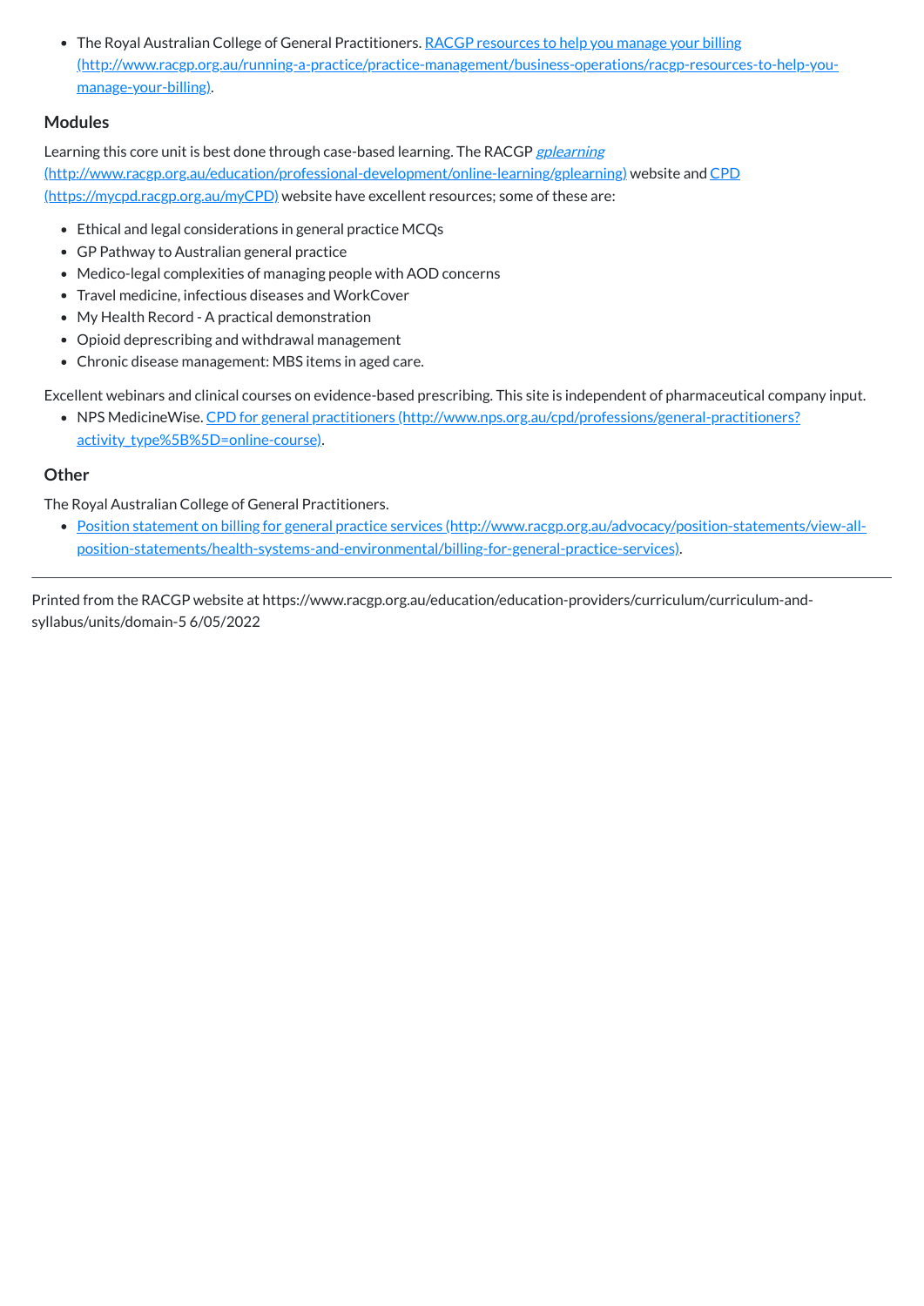- The Royal Australian College of General Practitioners. [RACGP resources to help you manage your billing (http://www.racgp.org.au/running-a-practice/practice-management/business-operations/racgp-resources-to-help-you-manage-your-billing)](http://www.racgp.org.au/running-a-practice/practice-management/business-operations/racgp-resources-to-help-you-manage-your-billing).

### Modules

Learning this core unit is best done through case-based learning. The RACGP [*gplearning* (http://www.racgp.org.au/education/professional-development/online-learning/gplearning)](http://www.racgp.org.au/education/professional-development/online-learning/gplearning) website and [CPD (https://mycpd.racgp.org.au/myCPD)](https://mycpd.racgp.org.au/myCPD) website have excellent resources; some of these are:

- Ethical and legal considerations in general practice MCQs
- GP Pathway to Australian general practice
- Medico-legal complexities of managing people with AOD concerns
- Travel medicine, infectious diseases and WorkCover
- My Health Record - A practical demonstration
- Opioid deprescribing and withdrawal management
- Chronic disease management: MBS items in aged care.

Excellent webinars and clinical courses on evidence-based prescribing. This site is independent of pharmaceutical company input.

- NPS MedicineWise. [CPD for general practitioners (http://www.nps.org.au/cpd/professions/general-practitioners?activity_type%5B%5D=online-course)](http://www.nps.org.au/cpd/professions/general-practitioners?activity_type%5B%5D=online-course).

### Other

The Royal Australian College of General Practitioners.

- [Position statement on billing for general practice services (http://www.racgp.org.au/advocacy/position-statements/view-all-position-statements/health-systems-and-environmental/billing-for-general-practice-services)](http://www.racgp.org.au/advocacy/position-statements/view-all-position-statements/health-systems-and-environmental/billing-for-general-practice-services).

---

Printed from the RACGP website at https://www.racgp.org.au/education/education-providers/curriculum/curriculum-and-syllabus/units/domain-5 6/05/2022